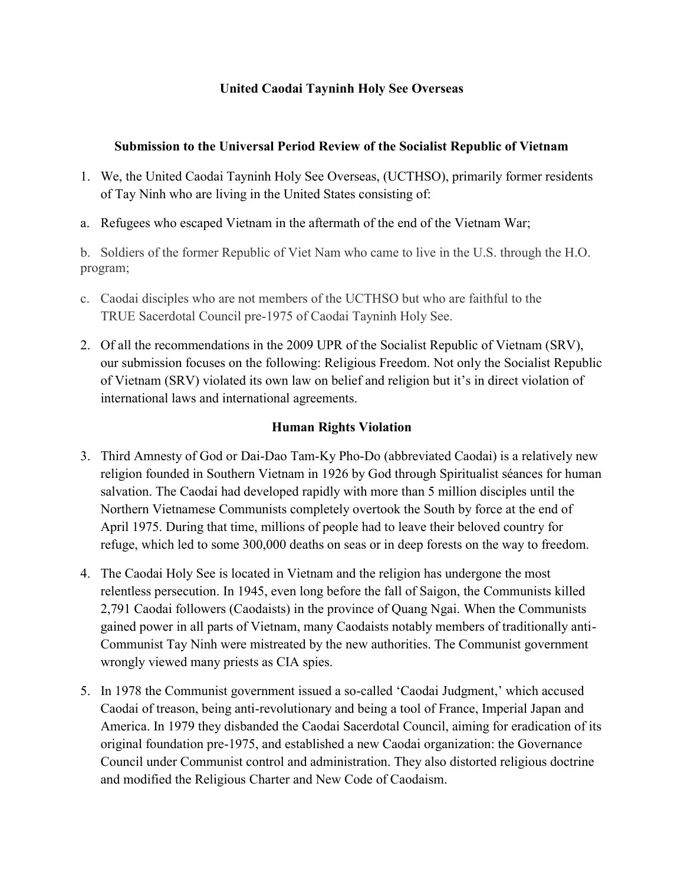**United Caodai Tayninh Holy See Overseas**

**Submission to the Universal Period Review of the Socialist Republic of Vietnam**

1. We, the United Caodai Tayninh Holy See Overseas, (UCTHSO), primarily former residents of Tay Ninh who are living in the United States consisting of:

a. Refugees who escaped Vietnam in the aftermath of the end of the Vietnam War;

b. Soldiers of the former Republic of Viet Nam who came to live in the U.S. through the H.O. program;

c. Caodai disciples who are not members of the UCTHSO but who are faithful to the TRUE Sacerdotal Council pre-1975 of Caodai Tayninh Holy See.

2. Of all the recommendations in the 2009 UPR of the Socialist Republic of Vietnam (SRV), our submission focuses on the following: Religious Freedom. Not only the Socialist Republic of Vietnam (SRV) violated its own law on belief and religion but it's in direct violation of international laws and international agreements.

**Human Rights Violation**

3. Third Amnesty of God or Dai-Dao Tam-Ky Pho-Do (abbreviated Caodai) is a relatively new religion founded in Southern Vietnam in 1926 by God through Spiritualist séances for human salvation. The Caodai had developed rapidly with more than 5 million disciples until the Northern Vietnamese Communists completely overtook the South by force at the end of April 1975. During that time, millions of people had to leave their beloved country for refuge, which led to some 300,000 deaths on seas or in deep forests on the way to freedom.

4. The Caodai Holy See is located in Vietnam and the religion has undergone the most relentless persecution. In 1945, even long before the fall of Saigon, the Communists killed 2,791 Caodai followers (Caodaists) in the province of Quang Ngai. When the Communists gained power in all parts of Vietnam, many Caodaists notably members of traditionally anti-Communist Tay Ninh were mistreated by the new authorities. The Communist government wrongly viewed many priests as CIA spies.

5. In 1978 the Communist government issued a so-called 'Caodai Judgment,' which accused Caodai of treason, being anti-revolutionary and being a tool of France, Imperial Japan and America. In 1979 they disbanded the Caodai Sacerdotal Council, aiming for eradication of its original foundation pre-1975, and established a new Caodai organization: the Governance Council under Communist control and administration. They also distorted religious doctrine and modified the Religious Charter and New Code of Caodaism.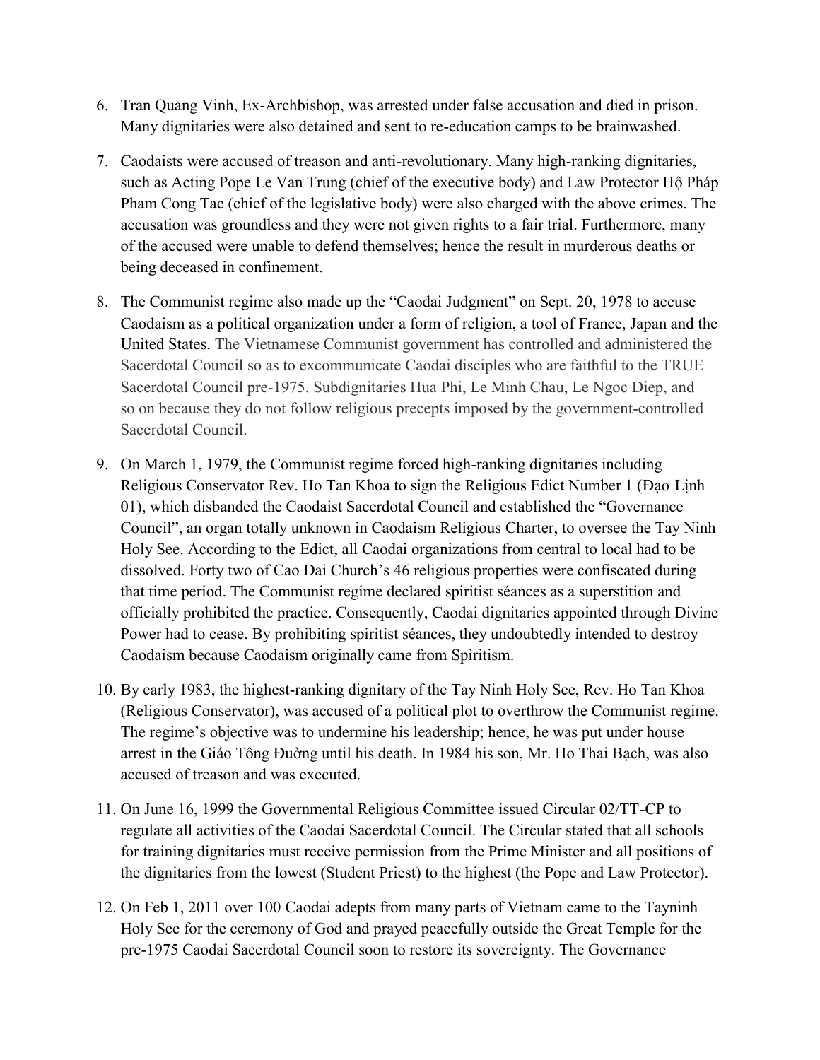6. Tran Quang Vinh, Ex-Archbishop, was arrested under false accusation and died in prison. Many dignitaries were also detained and sent to re-education camps to be brainwashed.

7. Caodaists were accused of treason and anti-revolutionary. Many high-ranking dignitaries, such as Acting Pope Le Van Trung (chief of the executive body) and Law Protector Hộ Pháp Pham Cong Tac (chief of the legislative body) were also charged with the above crimes. The accusation was groundless and they were not given rights to a fair trial. Furthermore, many of the accused were unable to defend themselves; hence the result in murderous deaths or being deceased in confinement.

8. The Communist regime also made up the "Caodai Judgment" on Sept. 20, 1978 to accuse Caodaism as a political organization under a form of religion, a tool of France, Japan and the United States. The Vietnamese Communist government has controlled and administered the Sacerdotal Council so as to excommunicate Caodai disciples who are faithful to the TRUE Sacerdotal Council pre-1975. Subdignitaries Hua Phi, Le Minh Chau, Le Ngoc Diep, and so on because they do not follow religious precepts imposed by the government-controlled Sacerdotal Council.

9. On March 1, 1979, the Communist regime forced high-ranking dignitaries including Religious Conservator Rev. Ho Tan Khoa to sign the Religious Edict Number 1 (Đạo Lịnh 01), which disbanded the Caodaist Sacerdotal Council and established the "Governance Council", an organ totally unknown in Caodaism Religious Charter, to oversee the Tay Ninh Holy See. According to the Edict, all Caodai organizations from central to local had to be dissolved. Forty two of Cao Dai Church's 46 religious properties were confiscated during that time period. The Communist regime declared spiritist séances as a superstition and officially prohibited the practice. Consequently, Caodai dignitaries appointed through Divine Power had to cease. By prohibiting spiritist séances, they undoubtedly intended to destroy Caodaism because Caodaism originally came from Spiritism.

10. By early 1983, the highest-ranking dignitary of the Tay Ninh Holy See, Rev. Ho Tan Khoa (Religious Conservator), was accused of a political plot to overthrow the Communist regime. The regime's objective was to undermine his leadership; hence, he was put under house arrest in the Giáo Tông Đường until his death. In 1984 his son, Mr. Ho Thai Bạch, was also accused of treason and was executed.

11. On June 16, 1999 the Governmental Religious Committee issued Circular 02/TT-CP to regulate all activities of the Caodai Sacerdotal Council. The Circular stated that all schools for training dignitaries must receive permission from the Prime Minister and all positions of the dignitaries from the lowest (Student Priest) to the highest (the Pope and Law Protector).

12. On Feb 1, 2011 over 100 Caodai adepts from many parts of Vietnam came to the Tayninh Holy See for the ceremony of God and prayed peacefully outside the Great Temple for the pre-1975 Caodai Sacerdotal Council soon to restore its sovereignty. The Governance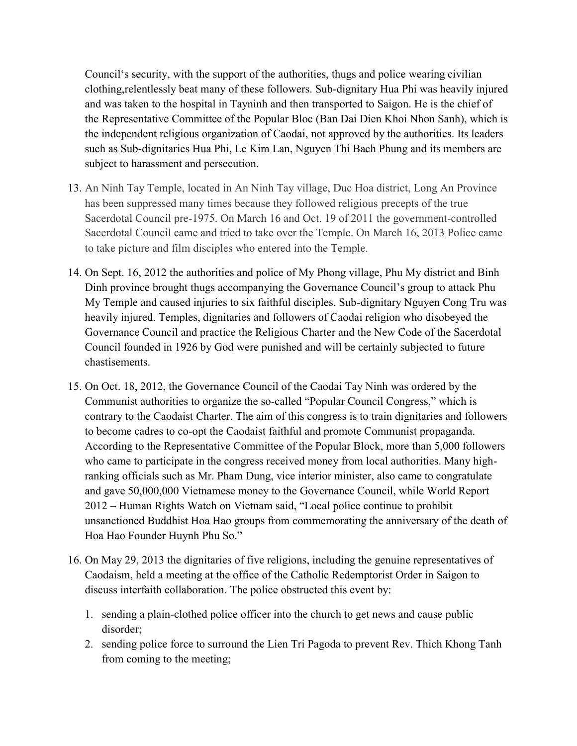Council's security, with the support of the authorities, thugs and police wearing civilian clothing,relentlessly beat many of these followers. Sub-dignitary Hua Phi was heavily injured and was taken to the hospital in Tayninh and then transported to Saigon. He is the chief of the Representative Committee of the Popular Bloc (Ban Dai Dien Khoi Nhon Sanh), which is the independent religious organization of Caodai, not approved by the authorities. Its leaders such as Sub-dignitaries Hua Phi, Le Kim Lan, Nguyen Thi Bach Phung and its members are subject to harassment and persecution.

13. An Ninh Tay Temple, located in An Ninh Tay village, Duc Hoa district, Long An Province has been suppressed many times because they followed religious precepts of the true Sacerdotal Council pre-1975. On March 16 and Oct. 19 of 2011 the government-controlled Sacerdotal Council came and tried to take over the Temple. On March 16, 2013 Police came to take picture and film disciples who entered into the Temple.

14. On Sept. 16, 2012 the authorities and police of My Phong village, Phu My district and Binh Dinh province brought thugs accompanying the Governance Council's group to attack Phu My Temple and caused injuries to six faithful disciples. Sub-dignitary Nguyen Cong Tru was heavily injured. Temples, dignitaries and followers of Caodai religion who disobeyed the Governance Council and practice the Religious Charter and the New Code of the Sacerdotal Council founded in 1926 by God were punished and will be certainly subjected to future chastisements.

15. On Oct. 18, 2012, the Governance Council of the Caodai Tay Ninh was ordered by the Communist authorities to organize the so-called "Popular Council Congress," which is contrary to the Caodaist Charter. The aim of this congress is to train dignitaries and followers to become cadres to co-opt the Caodaist faithful and promote Communist propaganda. According to the Representative Committee of the Popular Block, more than 5,000 followers who came to participate in the congress received money from local authorities. Many high-ranking officials such as Mr. Pham Dung, vice interior minister, also came to congratulate and gave 50,000,000 Vietnamese money to the Governance Council, while World Report 2012 – Human Rights Watch on Vietnam said, "Local police continue to prohibit unsanctioned Buddhist Hoa Hao groups from commemorating the anniversary of the death of Hoa Hao Founder Huynh Phu So."

16. On May 29, 2013 the dignitaries of five religions, including the genuine representatives of Caodaism, held a meeting at the office of the Catholic Redemptorist Order in Saigon to discuss interfaith collaboration. The police obstructed this event by:

    1. sending a plain-clothed police officer into the church to get news and cause public disorder;
    2. sending police force to surround the Lien Tri Pagoda to prevent Rev. Thich Khong Tanh from coming to the meeting;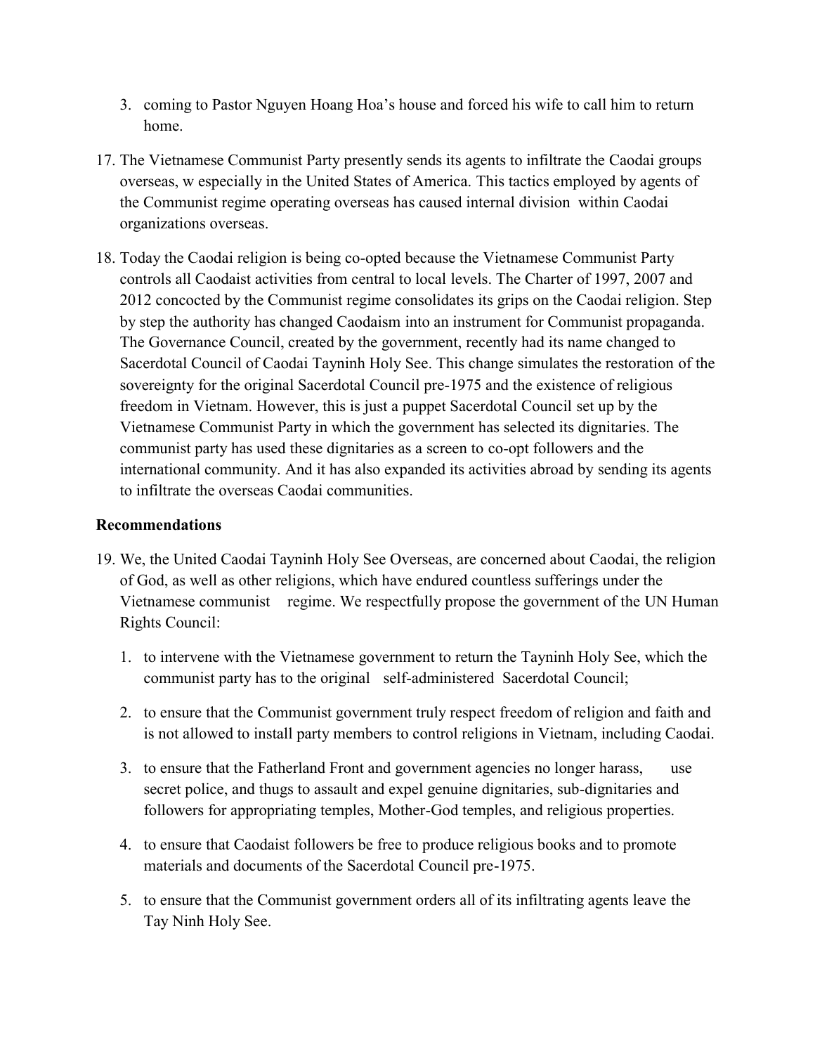3. coming to Pastor Nguyen Hoang Hoa's house and forced his wife to call him to return home.

17. The Vietnamese Communist Party presently sends its agents to infiltrate the Caodai groups overseas, w especially in the United States of America. This tactics employed by agents of the Communist regime operating overseas has caused internal division within Caodai organizations overseas.

18. Today the Caodai religion is being co-opted because the Vietnamese Communist Party controls all Caodaist activities from central to local levels. The Charter of 1997, 2007 and 2012 concocted by the Communist regime consolidates its grips on the Caodai religion. Step by step the authority has changed Caodaism into an instrument for Communist propaganda. The Governance Council, created by the government, recently had its name changed to Sacerdotal Council of Caodai Tayninh Holy See. This change simulates the restoration of the sovereignty for the original Sacerdotal Council pre-1975 and the existence of religious freedom in Vietnam. However, this is just a puppet Sacerdotal Council set up by the Vietnamese Communist Party in which the government has selected its dignitaries. The communist party has used these dignitaries as a screen to co-opt followers and the international community. And it has also expanded its activities abroad by sending its agents to infiltrate the overseas Caodai communities.

**Recommendations**

19. We, the United Caodai Tayninh Holy See Overseas, are concerned about Caodai, the religion of God, as well as other religions, which have endured countless sufferings under the Vietnamese communist regime. We respectfully propose the government of the UN Human Rights Council:

    1. to intervene with the Vietnamese government to return the Tayninh Holy See, which the communist party has to the original self-administered Sacerdotal Council;

    2. to ensure that the Communist government truly respect freedom of religion and faith and is not allowed to install party members to control religions in Vietnam, including Caodai.

    3. to ensure that the Fatherland Front and government agencies no longer harass, use secret police, and thugs to assault and expel genuine dignitaries, sub-dignitaries and followers for appropriating temples, Mother-God temples, and religious properties.

    4. to ensure that Caodaist followers be free to produce religious books and to promote materials and documents of the Sacerdotal Council pre-1975.

    5. to ensure that the Communist government orders all of its infiltrating agents leave the Tay Ninh Holy See.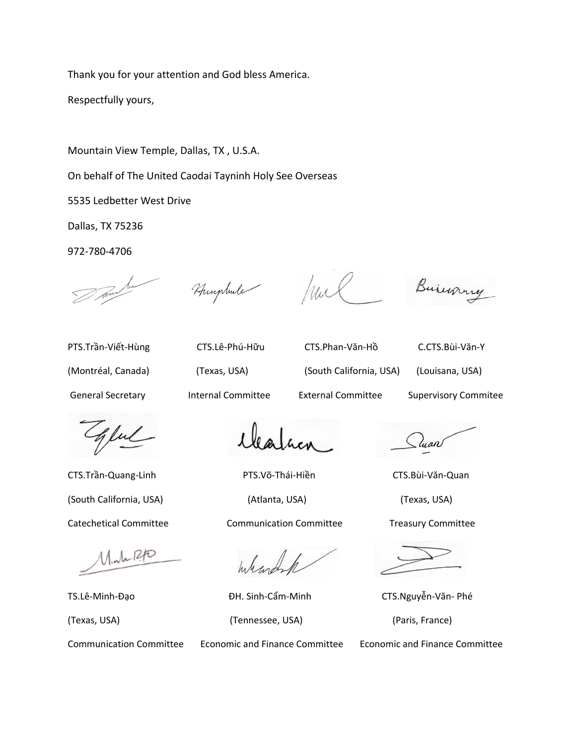Thank you for your attention and God bless America.

Respectfully yours,

Mountain View Temple, Dallas, TX , U.S.A.

On behalf of The United Caodai Tayninh Holy See Overseas

5535 Ledbetter West Drive

Dallas, TX 75236

972-780-4706

| | | | |
|---|---|---|---|
| PTS.Trần-Viết-Hùng | CTS.Lê-Phú-Hữu | CTS.Phan-Văn-Hồ | C.CTS.Bùi-Văn-Y |
| (Montréal, Canada) | (Texas, USA) | (South California, USA) | (Louisana, USA) |
| General Secretary | Internal Committee | External Committee | Supervisory Commitee |

| | | |
|---|---|---|
| CTS.Trần-Quang-Linh | PTS.Võ-Thái-Hiền | CTS.Bùi-Văn-Quan |
| (South California, USA) | (Atlanta, USA) | (Texas, USA) |
| Catechetical Committee | Communication Committee | Treasury Committee |

| | | |
|---|---|---|
| TS.Lê-Minh-Đạo | ĐH. Sinh-Cẩm-Minh | CTS.Nguyễn-Văn- Phé |
| (Texas, USA) | (Tennessee, USA) | (Paris, France) |
| Communication Committee | Economic and Finance Committee | Economic and Finance Committee |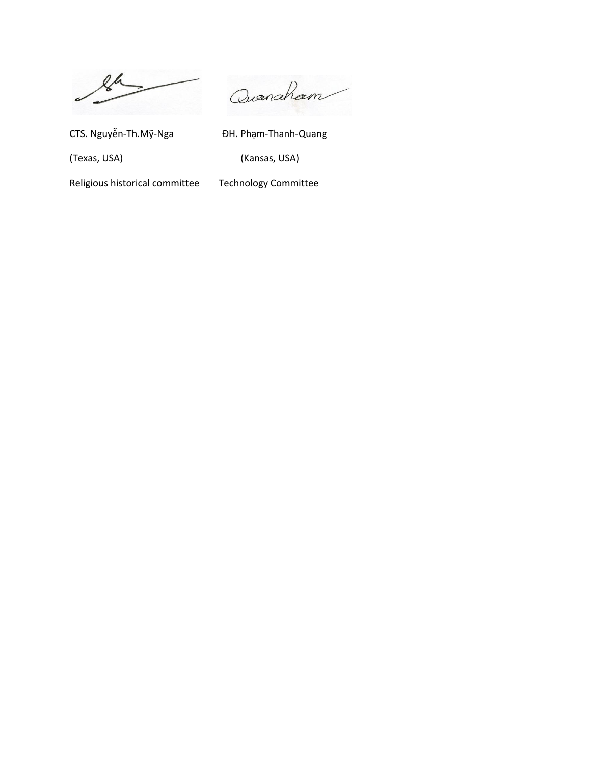CTS. Nguyễn-Th.Mỹ-Nga　　　　ĐH. Phạm-Thanh-Quang

(Texas, USA)　　　　　　　　(Kansas, USA)

Religious historical committee　　Technology Committee